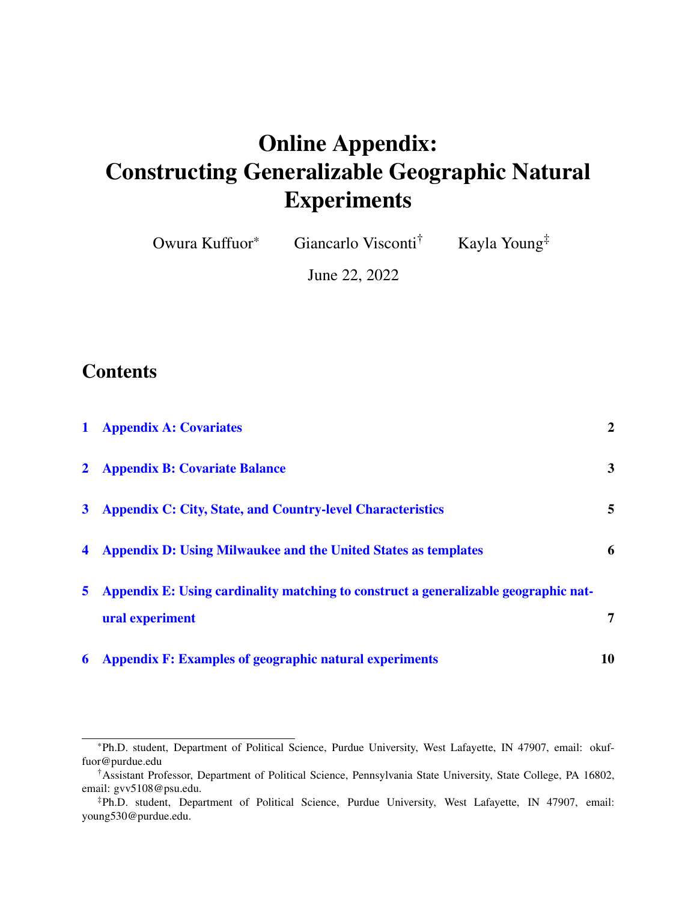# Online Appendix: Constructing Generalizable Geographic Natural Experiments

Owura Kuffuor[*] Giancarlo Visconti[†] Kayla Young[‡]

June 22, 2022

## Contents

1 Appendix A: Covariates 2

2 Appendix B: Covariate Balance 3

3 Appendix C: City, State, and Country-level Characteristics 5

4 Appendix D: Using Milwaukee and the United States as templates 6

5 Appendix E: Using cardinality matching to construct a generalizable geographic natural experiment 7

6 Appendix F: Examples of geographic natural experiments 10

---

[*]Ph.D. student, Department of Political Science, Purdue University, West Lafayette, IN 47907, email: okuffuor@purdue.edu

[†]Assistant Professor, Department of Political Science, Pennsylvania State University, State College, PA 16802, email: gvv5108@psu.edu.

[‡]Ph.D. student, Department of Political Science, Purdue University, West Lafayette, IN 47907, email: young530@purdue.edu.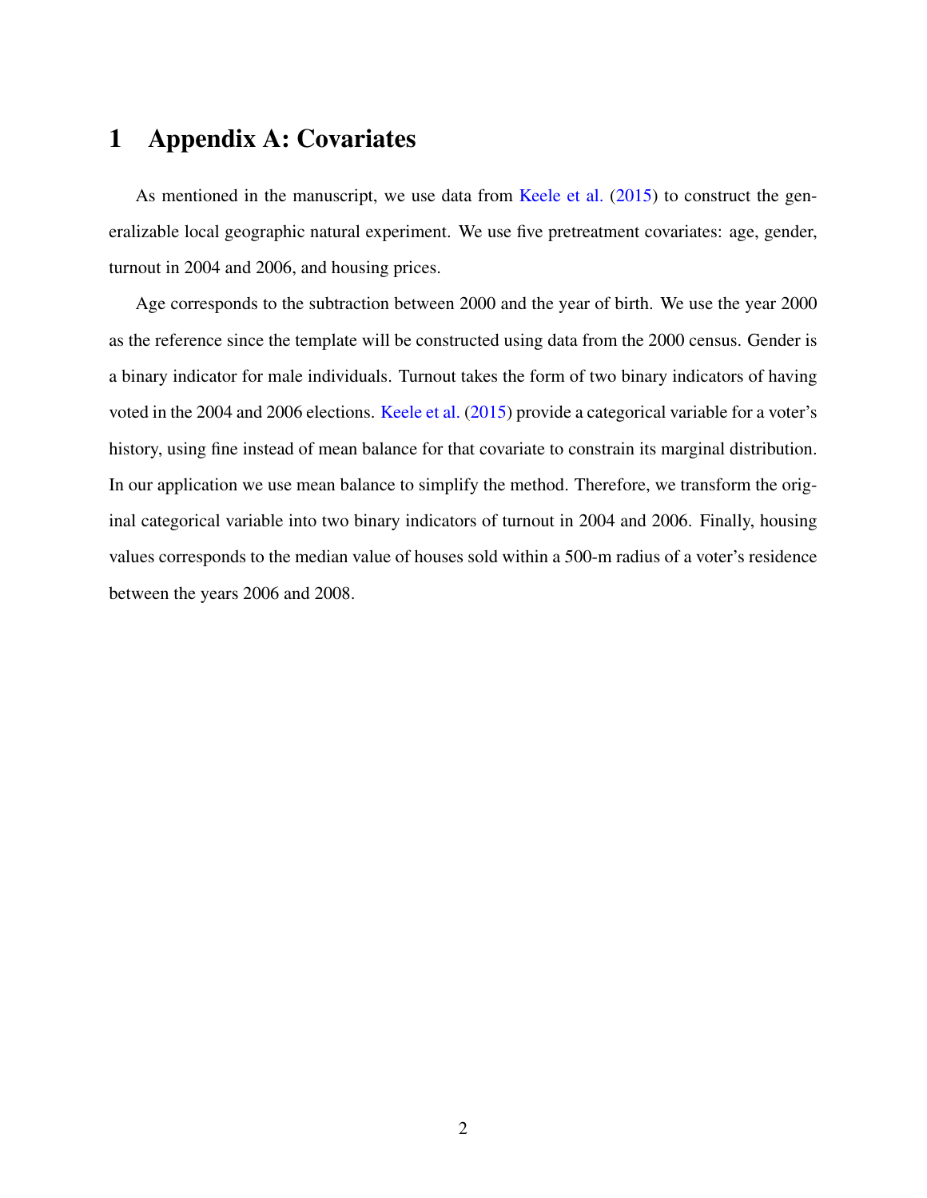# 1 Appendix A: Covariates

As mentioned in the manuscript, we use data from Keele et al. (2015) to construct the generalizable local geographic natural experiment. We use five pretreatment covariates: age, gender, turnout in 2004 and 2006, and housing prices.

Age corresponds to the subtraction between 2000 and the year of birth. We use the year 2000 as the reference since the template will be constructed using data from the 2000 census. Gender is a binary indicator for male individuals. Turnout takes the form of two binary indicators of having voted in the 2004 and 2006 elections. Keele et al. (2015) provide a categorical variable for a voter's history, using fine instead of mean balance for that covariate to constrain its marginal distribution. In our application we use mean balance to simplify the method. Therefore, we transform the original categorical variable into two binary indicators of turnout in 2004 and 2006. Finally, housing values corresponds to the median value of houses sold within a 500-m radius of a voter's residence between the years 2006 and 2008.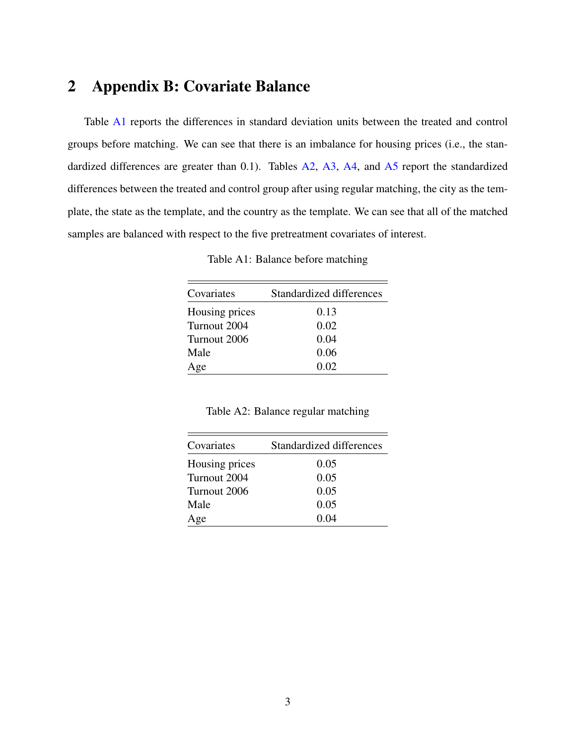## 2 Appendix B: Covariate Balance

Table A1 reports the differences in standard deviation units between the treated and control groups before matching. We can see that there is an imbalance for housing prices (i.e., the standardized differences are greater than 0.1). Tables A2, A3, A4, and A5 report the standardized differences between the treated and control group after using regular matching, the city as the template, the state as the template, and the country as the template. We can see that all of the matched samples are balanced with respect to the five pretreatment covariates of interest.

Table A1: Balance before matching

| Covariates | Standardized differences |
|---|---|
| Housing prices | 0.13 |
| Turnout 2004 | 0.02 |
| Turnout 2006 | 0.04 |
| Male | 0.06 |
| Age | 0.02 |

Table A2: Balance regular matching

| Covariates | Standardized differences |
|---|---|
| Housing prices | 0.05 |
| Turnout 2004 | 0.05 |
| Turnout 2006 | 0.05 |
| Male | 0.05 |
| Age | 0.04 |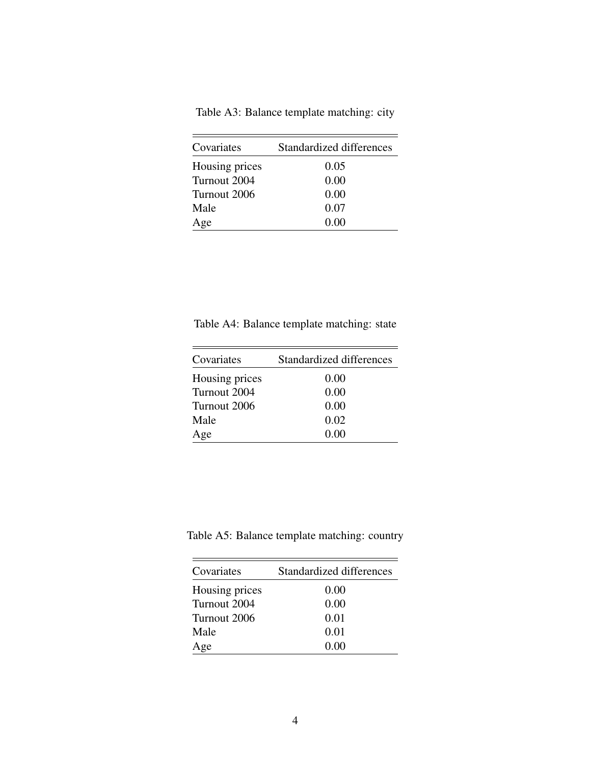Table A3: Balance template matching: city

| Covariates | Standardized differences |
|---|---|
| Housing prices | 0.05 |
| Turnout 2004 | 0.00 |
| Turnout 2006 | 0.00 |
| Male | 0.07 |
| Age | 0.00 |

Table A4: Balance template matching: state

| Covariates | Standardized differences |
|---|---|
| Housing prices | 0.00 |
| Turnout 2004 | 0.00 |
| Turnout 2006 | 0.00 |
| Male | 0.02 |
| Age | 0.00 |

Table A5: Balance template matching: country

| Covariates | Standardized differences |
|---|---|
| Housing prices | 0.00 |
| Turnout 2004 | 0.00 |
| Turnout 2006 | 0.01 |
| Male | 0.01 |
| Age | 0.00 |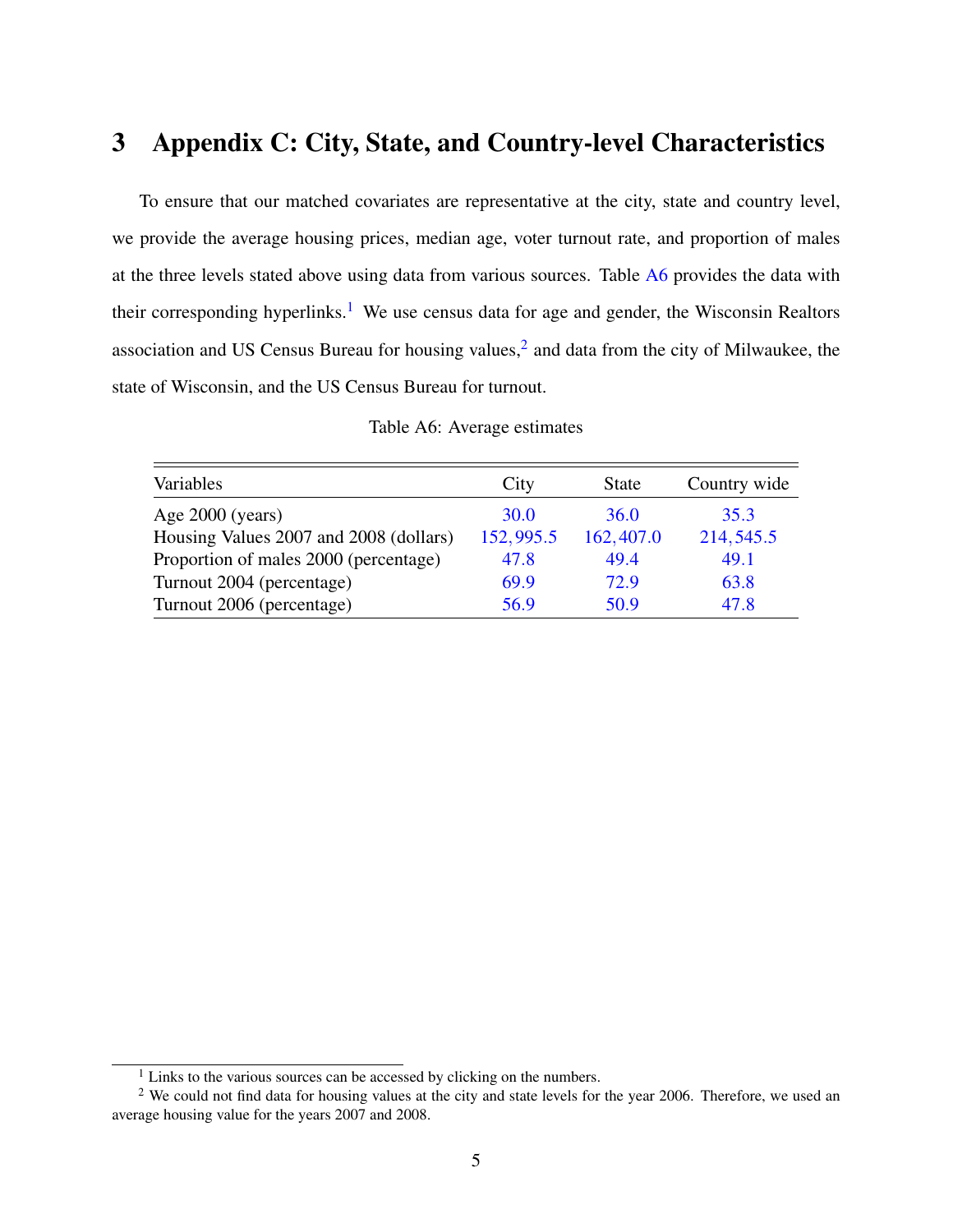# 3 Appendix C: City, State, and Country-level Characteristics

To ensure that our matched covariates are representative at the city, state and country level, we provide the average housing prices, median age, voter turnout rate, and proportion of males at the three levels stated above using data from various sources. Table A6 provides the data with their corresponding hyperlinks.[1] We use census data for age and gender, the Wisconsin Realtors association and US Census Bureau for housing values,[2] and data from the city of Milwaukee, the state of Wisconsin, and the US Census Bureau for turnout.

Table A6: Average estimates

| Variables | City | State | Country wide |
|---|---|---|---|
| Age 2000 (years) | 30.0 | 36.0 | 35.3 |
| Housing Values 2007 and 2008 (dollars) | 152,995.5 | 162,407.0 | 214,545.5 |
| Proportion of males 2000 (percentage) | 47.8 | 49.4 | 49.1 |
| Turnout 2004 (percentage) | 69.9 | 72.9 | 63.8 |
| Turnout 2006 (percentage) | 56.9 | 50.9 | 47.8 |

[1] Links to the various sources can be accessed by clicking on the numbers.

[2] We could not find data for housing values at the city and state levels for the year 2006. Therefore, we used an average housing value for the years 2007 and 2008.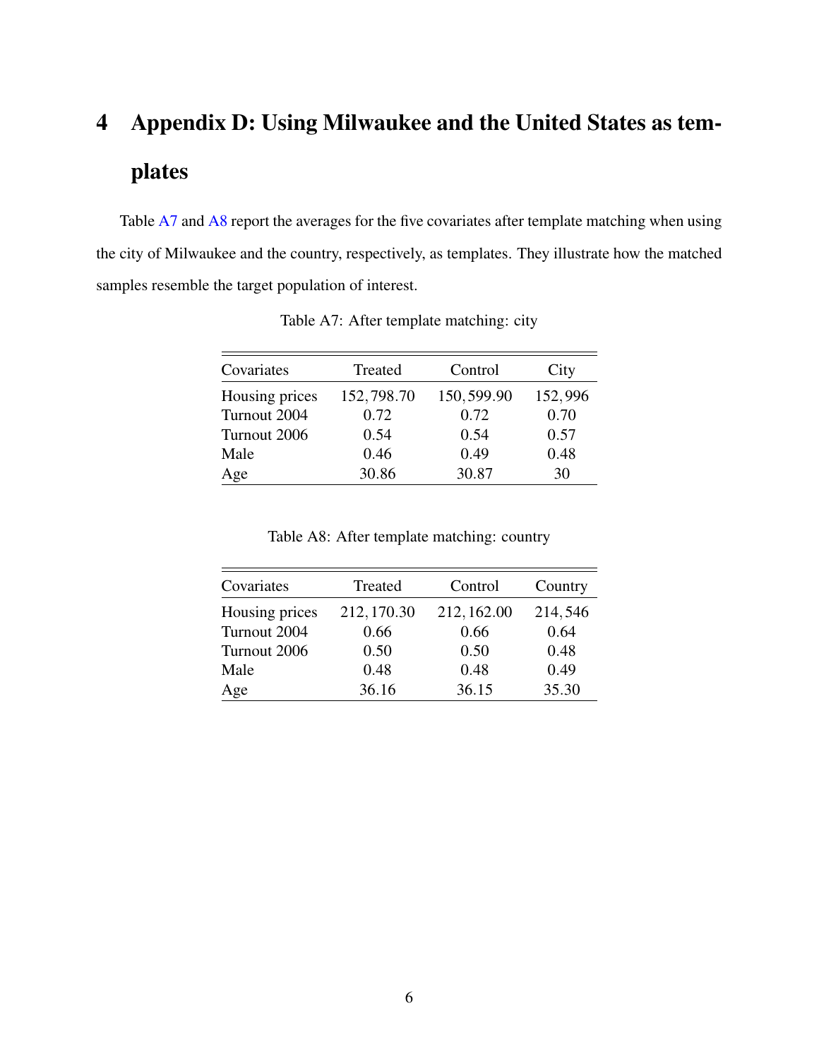# 4 Appendix D: Using Milwaukee and the United States as templates

Table A7 and A8 report the averages for the five covariates after template matching when using the city of Milwaukee and the country, respectively, as templates. They illustrate how the matched samples resemble the target population of interest.

Table A7: After template matching: city

| Covariates | Treated | Control | City |
|---|---|---|---|
| Housing prices | 152,798.70 | 150,599.90 | 152,996 |
| Turnout 2004 | 0.72 | 0.72 | 0.70 |
| Turnout 2006 | 0.54 | 0.54 | 0.57 |
| Male | 0.46 | 0.49 | 0.48 |
| Age | 30.86 | 30.87 | 30 |

Table A8: After template matching: country

| Covariates | Treated | Control | Country |
|---|---|---|---|
| Housing prices | 212,170.30 | 212,162.00 | 214,546 |
| Turnout 2004 | 0.66 | 0.66 | 0.64 |
| Turnout 2006 | 0.50 | 0.50 | 0.48 |
| Male | 0.48 | 0.48 | 0.49 |
| Age | 36.16 | 36.15 | 35.30 |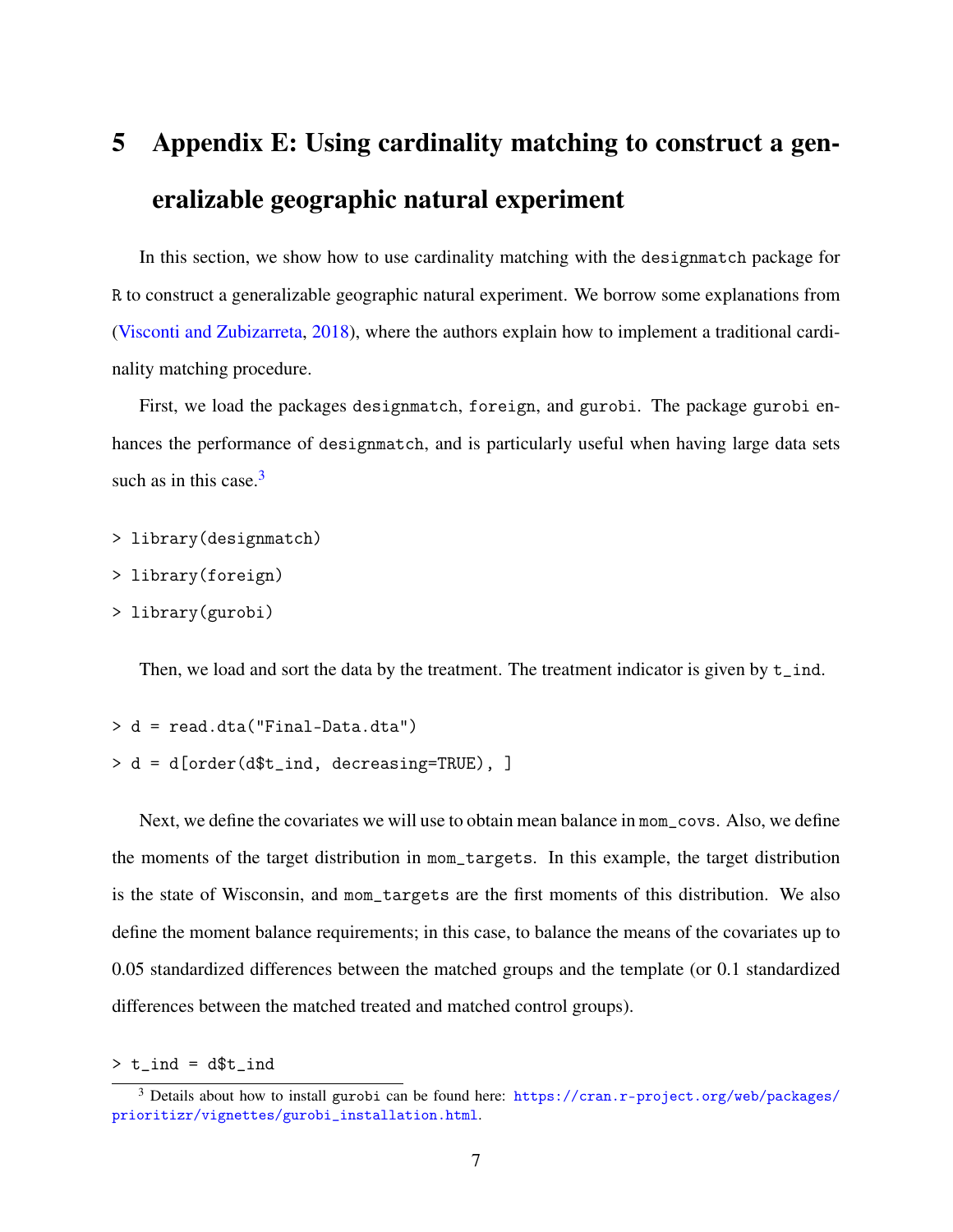# 5 Appendix E: Using cardinality matching to construct a generalizable geographic natural experiment

In this section, we show how to use cardinality matching with the `designmatch` package for `R` to construct a generalizable geographic natural experiment. We borrow some explanations from (Visconti and Zubizarreta, 2018), where the authors explain how to implement a traditional cardinality matching procedure.

First, we load the packages `designmatch`, `foreign`, and `gurobi`. The package `gurobi` enhances the performance of `designmatch`, and is particularly useful when having large data sets such as in this case.[3]

```
> library(designmatch)
> library(foreign)
> library(gurobi)
```

Then, we load and sort the data by the treatment. The treatment indicator is given by `t_ind`.

```
> d = read.dta("Final-Data.dta")
> d = d[order(d$t_ind, decreasing=TRUE), ]
```

Next, we define the covariates we will use to obtain mean balance in `mom_covs`. Also, we define the moments of the target distribution in `mom_targets`. In this example, the target distribution is the state of Wisconsin, and `mom_targets` are the first moments of this distribution. We also define the moment balance requirements; in this case, to balance the means of the covariates up to 0.05 standardized differences between the matched groups and the template (or 0.1 standardized differences between the matched treated and matched control groups).

```
> t_ind = d$t_ind
```

[3] Details about how to install `gurobi` can be found here: https://cran.r-project.org/web/packages/prioritizr/vignettes/gurobi_installation.html.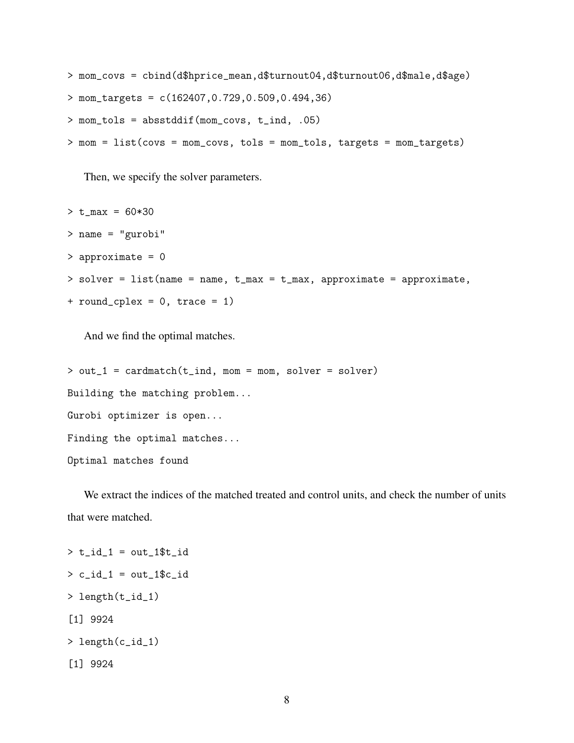```
> mom_covs = cbind(d$hprice_mean,d$turnout04,d$turnout06,d$male,d$age)
> mom_targets = c(162407,0.729,0.509,0.494,36)
> mom_tols = absstddif(mom_covs, t_ind, .05)
> mom = list(covs = mom_covs, tols = mom_tols, targets = mom_targets)
```

Then, we specify the solver parameters.

```
> t_max = 60*30
> name = "gurobi"
> approximate = 0
> solver = list(name = name, t_max = t_max, approximate = approximate,
+ round_cplex = 0, trace = 1)
```

And we find the optimal matches.

```
> out_1 = cardmatch(t_ind, mom = mom, solver = solver)
Building the matching problem...
Gurobi optimizer is open...
Finding the optimal matches...
Optimal matches found
```

We extract the indices of the matched treated and control units, and check the number of units that were matched.

```
> t_id_1 = out_1$t_id
> c_id_1 = out_1$c_id
> length(t_id_1)
[1] 9924
> length(c_id_1)
[1] 9924
```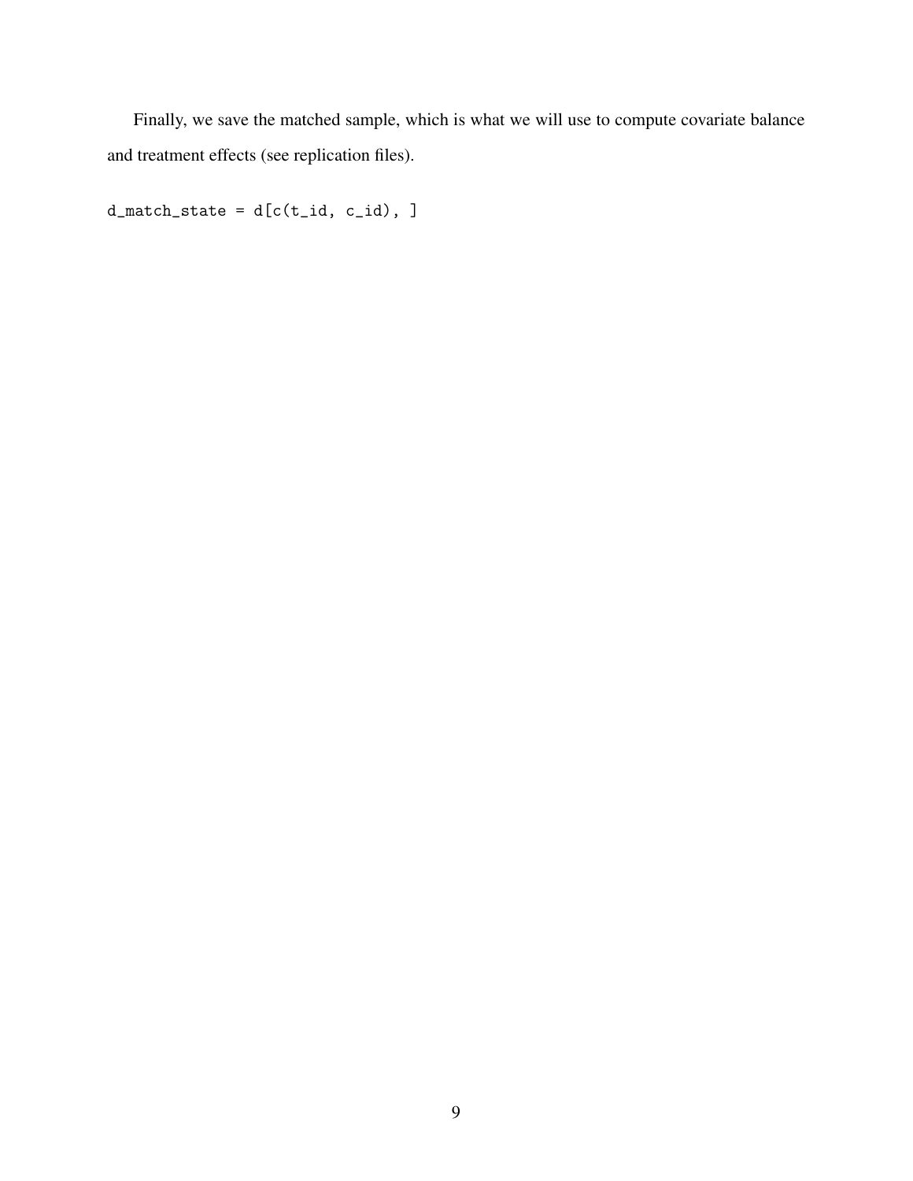Finally, we save the matched sample, which is what we will use to compute covariate balance and treatment effects (see replication files).

```
d_match_state = d[c(t_id, c_id), ]
```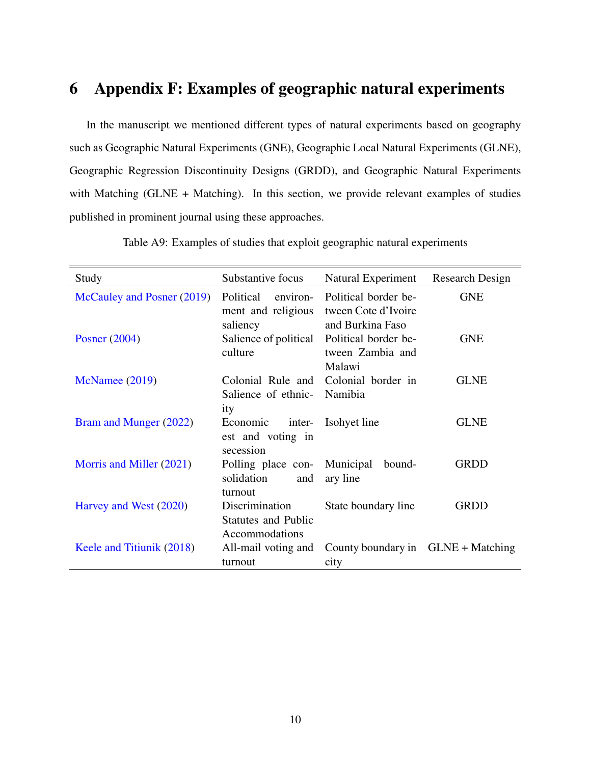# 6 Appendix F: Examples of geographic natural experiments

In the manuscript we mentioned different types of natural experiments based on geography such as Geographic Natural Experiments (GNE), Geographic Local Natural Experiments (GLNE), Geographic Regression Discontinuity Designs (GRDD), and Geographic Natural Experiments with Matching (GLNE + Matching). In this section, we provide relevant examples of studies published in prominent journal using these approaches.

Table A9: Examples of studies that exploit geographic natural experiments

| Study | Substantive focus | Natural Experiment | Research Design |
|---|---|---|---|
| McCauley and Posner (2019) | Political environment and religious saliency | Political border between Cote d'Ivoire and Burkina Faso | GNE |
| Posner (2004) | Salience of political culture | Political border between Zambia and Malawi | GNE |
| McNamee (2019) | Colonial Rule and Salience of ethnicity | Colonial border in Namibia | GLNE |
| Bram and Munger (2022) | Economic interest and voting in secession | Isohyet line | GLNE |
| Morris and Miller (2021) | Polling place consolidation and turnout | Municipal boundary line | GRDD |
| Harvey and West (2020) | Discrimination Statutes and Public Accommodations | State boundary line | GRDD |
| Keele and Titiunik (2018) | All-mail voting and turnout | County boundary in city | GLNE + Matching |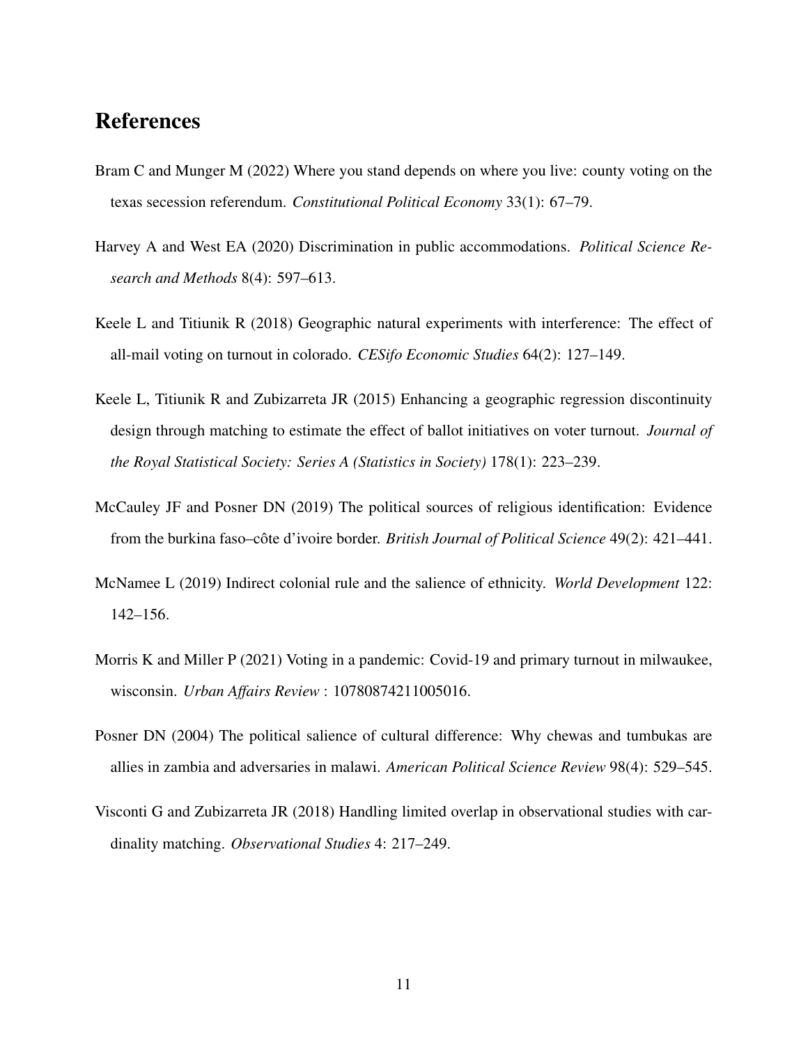# References

Bram C and Munger M (2022) Where you stand depends on where you live: county voting on the texas secession referendum. *Constitutional Political Economy* 33(1): 67–79.

Harvey A and West EA (2020) Discrimination in public accommodations. *Political Science Research and Methods* 8(4): 597–613.

Keele L and Titiunik R (2018) Geographic natural experiments with interference: The effect of all-mail voting on turnout in colorado. *CESifo Economic Studies* 64(2): 127–149.

Keele L, Titiunik R and Zubizarreta JR (2015) Enhancing a geographic regression discontinuity design through matching to estimate the effect of ballot initiatives on voter turnout. *Journal of the Royal Statistical Society: Series A (Statistics in Society)* 178(1): 223–239.

McCauley JF and Posner DN (2019) The political sources of religious identification: Evidence from the burkina faso–côte d'ivoire border. *British Journal of Political Science* 49(2): 421–441.

McNamee L (2019) Indirect colonial rule and the salience of ethnicity. *World Development* 122: 142–156.

Morris K and Miller P (2021) Voting in a pandemic: Covid-19 and primary turnout in milwaukee, wisconsin. *Urban Affairs Review* : 10780874211005016.

Posner DN (2004) The political salience of cultural difference: Why chewas and tumbukas are allies in zambia and adversaries in malawi. *American Political Science Review* 98(4): 529–545.

Visconti G and Zubizarreta JR (2018) Handling limited overlap in observational studies with cardinality matching. *Observational Studies* 4: 217–249.